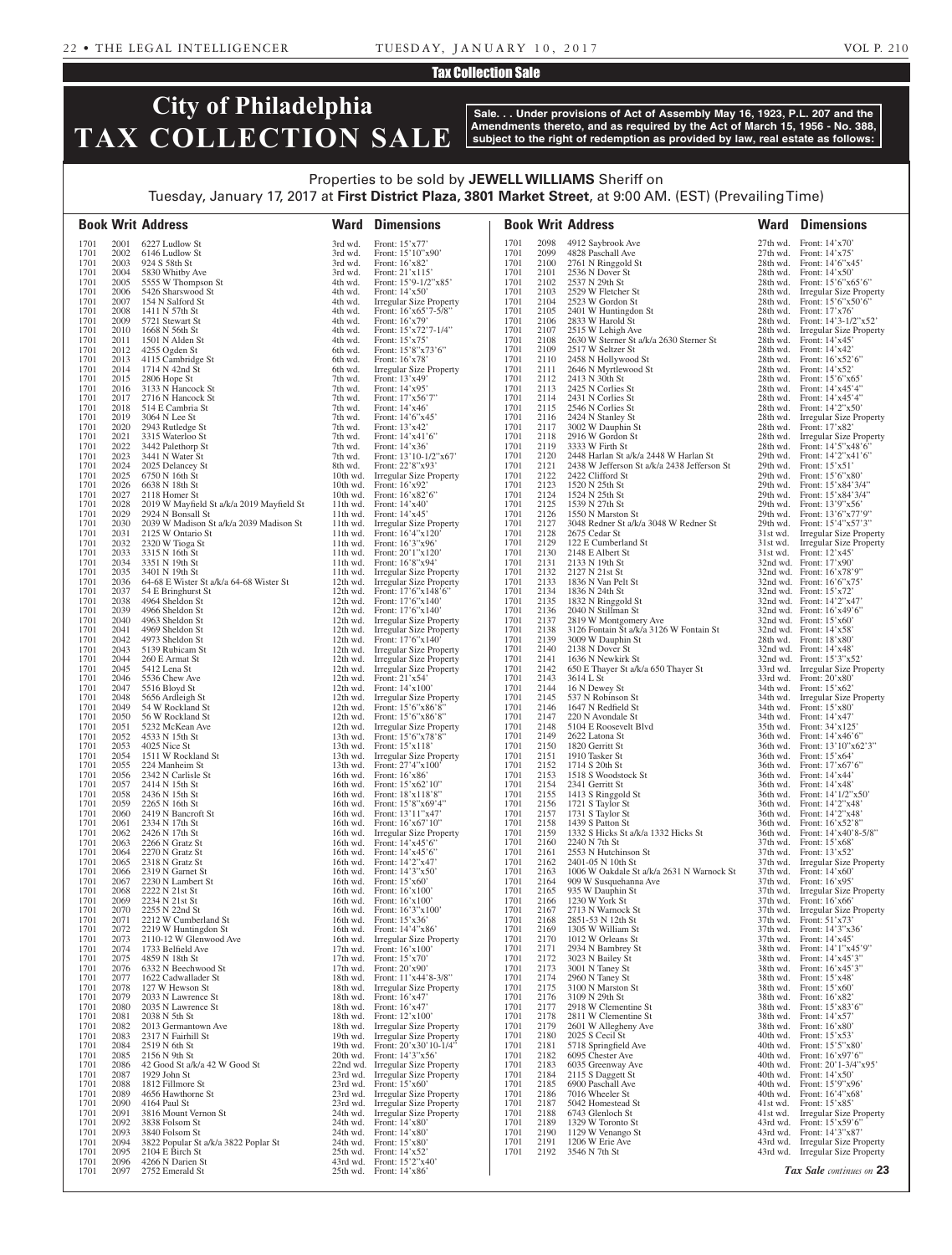Tax Collection Sale

# City of Philadelphia TAX COLLECTION SALE

**Sale. . . Under provisions of Act of Assembly May 16, 1923, P.L. 207 and the Amendments thereto, and as required by the Act of March 15, 1956 - No. 388, subject to the right of redemption as provided by law, real estate as follows:**

Properties to be sold by **JEWELL WILLIAMS** Sheriff on
Tuesday, January 17, 2017 at **First District Plaza, 3801 Market Street**, at 9:00 AM. (EST) (Prevailing Time)

| Book | Writ | Address | Ward | Dimensions |
|---|---|---|---|---|
| 1701 | 2001 | 6227 Ludlow St | 3rd wd. | Front: 15'x77' |
| 1701 | 2002 | 6146 Ludlow St | 3rd wd. | Front: 15'10"x90' |
| 1701 | 2003 | 924 S 58th St | 3rd wd. | Front: 16'x82' |
| 1701 | 2004 | 5830 Whitby Ave | 3rd wd. | Front: 21'x115' |
| 1701 | 2005 | 5555 W Thompson St | 4th wd. | Front: 15'9-1/2"x85' |
| 1701 | 2006 | 5426 Sharswood St | 4th wd. | Front: 14'x50' |
| 1701 | 2007 | 154 N Salford St | 4th wd. | Irregular Size Property |
| 1701 | 2008 | 1411 N 57th St | 4th wd. | Front: 16'x65'7-5/8" |
| 1701 | 2009 | 5721 Stewart St | 4th wd. | Front: 16'x79' |
| 1701 | 2010 | 1668 N 56th St | 4th wd. | Front: 15'x72'7-1/4" |
| 1701 | 2011 | 1501 N Alden St | 4th wd. | Front: 15'x75' |
| 1701 | 2012 | 4255 Ogden St | 6th wd. | Front: 15'8"x73'6" |
| 1701 | 2013 | 4115 Cambridge St | 6th wd. | Front: 16'x78' |
| 1701 | 2014 | 1714 N 42nd St | 6th wd. | Irregular Size Property |
| 1701 | 2015 | 2806 Hope St | 7th wd. | Front: 13'x49' |
| 1701 | 2016 | 3133 N Hancock St | 7th wd. | Front: 14'x95' |
| 1701 | 2017 | 2716 N Hancock St | 7th wd. | Front: 17'x56'7" |
| 1701 | 2018 | 514 E Cambria St | 7th wd. | Front: 14'x46' |
| 1701 | 2019 | 3064 N Lee St | 7th wd. | Front: 14'6"x45' |
| 1701 | 2020 | 2943 Rutledge St | 7th wd. | Front: 13'x42' |
| 1701 | 2021 | 3315 Waterloo St | 7th wd. | Front: 14'x41'6" |
| 1701 | 2022 | 3442 Palethorp St | 7th wd. | Front: 14'x36' |
| 1701 | 2023 | 3441 N Water St | 7th wd. | Front: 13'10-1/2"x67' |
| 1701 | 2024 | 2025 Delancey St | 8th wd. | Front: 22'8"x93' |
| 1701 | 2025 | 6750 N 16th St | 10th wd. | Irregular Size Property |
| 1701 | 2026 | 6638 N 18th St | 10th wd. | Front: 16'x92' |
| 1701 | 2027 | 2118 Homer St | 10th wd. | Front: 16'x82'6" |
| 1701 | 2028 | 2019 W Mayfield St a/k/a 2019 Mayfield St | 11th wd. | Front: 14'x40' |
| 1701 | 2029 | 2924 N Bonsall St | 11th wd. | Front: 14'x45' |
| 1701 | 2030 | 2039 W Madison St a/k/a 2039 Madison St | 11th wd. | Irregular Size Property |
| 1701 | 2031 | 2125 W Ontario St | 11th wd. | Front: 16'4"x120' |
| 1701 | 2032 | 2320 W Tioga St | 11th wd. | Front: 16'3"x96' |
| 1701 | 2033 | 3315 N 16th St | 11th wd. | Front: 20'1"x120' |
| 1701 | 2034 | 3351 N 19th St | 11th wd. | Front: 16'8"x94' |
| 1701 | 2035 | 3401 N 19th St | 11th wd. | Irregular Size Property |
| 1701 | 2036 | 64-68 E Wister St a/k/a 64-68 Wister St | 12th wd. | Irregular Size Property |
| 1701 | 2037 | 54 E Bringhurst St | 12th wd. | Front: 17'6"x148'6" |
| 1701 | 2038 | 4964 Sheldon St | 12th wd. | Front: 17'6"x140' |
| 1701 | 2039 | 4966 Sheldon St | 12th wd. | Front: 17'6"x140' |
| 1701 | 2040 | 4963 Sheldon St | 12th wd. | Irregular Size Property |
| 1701 | 2041 | 4969 Sheldon St | 12th wd. | Irregular Size Property |
| 1701 | 2042 | 4973 Sheldon St | 12th wd. | Front: 17'6"x140' |
| 1701 | 2043 | 5139 Rubicam St | 12th wd. | Irregular Size Property |
| 1701 | 2044 | 260 E Armat St | 12th wd. | Irregular Size Property |
| 1701 | 2045 | 5412 Lena St | 12th wd. | Irregular Size Property |
| 1701 | 2046 | 5536 Chew Ave | 12th wd. | Front: 21'x54' |
| 1701 | 2047 | 5516 Bloyd St | 12th wd. | Front: 14'x100' |
| 1701 | 2048 | 5656 Ardleigh St | 12th wd. | Irregular Size Property |
| 1701 | 2049 | 54 W Rockland St | 12th wd. | Front: 15'6"x86'8" |
| 1701 | 2050 | 56 W Rockland St | 12th wd. | Front: 15'6"x86'8" |
| 1701 | 2051 | 5232 McKean Ave | 12th wd. | Irregular Size Property |
| 1701 | 2052 | 4533 N 15th St | 13th wd. | Front: 15'6"x78'8" |
| 1701 | 2053 | 4025 Nice St | 13th wd. | Front: 15'x118' |
| 1701 | 2054 | 1511 W Rockland St | 13th wd. | Irregular Size Property |
| 1701 | 2055 | 224 Manheim St | 13th wd. | Front: 27'4"x100' |
| 1701 | 2056 | 2342 N Carlisle St | 16th wd. | Front: 16'x86' |
| 1701 | 2057 | 2414 N 15th St | 16th wd. | Front: 15'x62'10" |
| 1701 | 2058 | 2436 N 15th St | 16th wd. | Front: 18'x118'8" |
| 1701 | 2059 | 2265 N 16th St | 16th wd. | Front: 15'8"x69'4" |
| 1701 | 2060 | 2419 N Bancroft St | 16th wd. | Front: 13'11"x47' |
| 1701 | 2061 | 2334 N 17th St | 16th wd. | Front: 16'x67'10" |
| 1701 | 2062 | 2426 N 17th St | 16th wd. | Irregular Size Property |
| 1701 | 2063 | 2266 N Gratz St | 16th wd. | Front: 14'x45'6" |
| 1701 | 2064 | 2270 N Gratz St | 16th wd. | Front: 14'x45'6" |
| 1701 | 2065 | 2318 N Gratz St | 16th wd. | Front: 14'2"x47' |
| 1701 | 2066 | 2319 N Garnet St | 16th wd. | Front: 14'3"x50' |
| 1701 | 2067 | 2230 N Lambert St | 16th wd. | Front: 15'x60' |
| 1701 | 2068 | 2222 N 21st St | 16th wd. | Front: 16'x100' |
| 1701 | 2069 | 2234 N 21st St | 16th wd. | Front: 16'x100' |
| 1701 | 2070 | 2255 N 22nd St | 16th wd. | Front: 16'3"x100' |
| 1701 | 2071 | 2212 W Cumberland St | 16th wd. | Front: 15'x36' |
| 1701 | 2072 | 2219 W Huntingdon St | 16th wd. | Front: 14'4"x86' |
| 1701 | 2073 | 2110-12 W Glenwood Ave | 16th wd. | Irregular Size Property |
| 1701 | 2074 | 1733 Belfield Ave | 17th wd. | Front: 16'x100' |
| 1701 | 2075 | 4859 N 18th St | 17th wd. | Front: 15'x70' |
| 1701 | 2076 | 6332 N Beechwood St | 17th wd. | Front: 20'x90' |
| 1701 | 2077 | 1622 Cadwallader St | 18th wd. | Front: 11'x44'8-3/8" |
| 1701 | 2078 | 127 W Hewson St | 18th wd. | Irregular Size Property |
| 1701 | 2079 | 2033 N Lawrence St | 18th wd. | Front: 16'x47' |
| 1701 | 2080 | 2035 N Lawrence St | 18th wd. | Front: 16'x47' |
| 1701 | 2081 | 2038 N 5th St | 18th wd. | Front: 12'x100' |
| 1701 | 2082 | 2013 Germantown Ave | 18th wd. | Irregular Size Property |
| 1701 | 2083 | 2317 N Fairhill St | 19th wd. | Irregular Size Property |
| 1701 | 2084 | 2519 N 6th St | 19th wd. | Front: 20'x30'10-1/4" |
| 1701 | 2085 | 2156 N 9th St | 20th wd. | Front: 14'3"x56' |
| 1701 | 2086 | 42 Good St a/k/a 42 W Good St | 22nd wd. | Irregular Size Property |
| 1701 | 2087 | 1929 John St | 23rd wd. | Irregular Size Property |
| 1701 | 2088 | 1812 Fillmore St | 23rd wd. | Front: 15'x60' |
| 1701 | 2089 | 4656 Hawthorne St | 23rd wd. | Irregular Size Property |
| 1701 | 2090 | 4164 Paul St | 23rd wd. | Irregular Size Property |
| 1701 | 2091 | 3816 Mount Vernon St | 24th wd. | Irregular Size Property |
| 1701 | 2092 | 3838 Folsom St | 24th wd. | Front: 14'x80' |
| 1701 | 2093 | 3840 Folsom St | 24th wd. | Front: 14'x80' |
| 1701 | 2094 | 3822 Popular St a/k/a 3822 Poplar St | 24th wd. | Front: 15'x80' |
| 1701 | 2095 | 2104 E Birch St | 25th wd. | Front: 14'x52' |
| 1701 | 2096 | 4266 N Darien St | 43rd wd. | Front: 15'2"x40' |
| 1701 | 2097 | 2752 Emerald St | 25th wd. | Front: 14'x86' |
| 1701 | 2098 | 4912 Saybrook Ave | 27th wd. | Front: 14'x70' |
| 1701 | 2099 | 4828 Paschall Ave | 27th wd. | Front: 14'x75' |
| 1701 | 2100 | 2761 N Ringgold St | 28th wd. | Front: 14'6"x45' |
| 1701 | 2101 | 2536 N Dover St | 28th wd. | Front: 14'x50' |
| 1701 | 2102 | 2537 N 29th St | 28th wd. | Front: 15'6"x65'6" |
| 1701 | 2103 | 2529 W Fletcher St | 28th wd. | Irregular Size Property |
| 1701 | 2104 | 2523 W Gordon St | 28th wd. | Front: 15'6"x50'6" |
| 1701 | 2105 | 2401 W Huntingdon St | 28th wd. | Front: 17'x76' |
| 1701 | 2106 | 2833 W Harold St | 28th wd. | Front: 14'3-1/2"x52' |
| 1701 | 2107 | 2515 W Lehigh Ave | 28th wd. | Irregular Size Property |
| 1701 | 2108 | 2630 W Sterner St a/k/a 2630 Sterner St | 28th wd. | Front: 14'x45' |
| 1701 | 2109 | 2517 W Seltzer St | 28th wd. | Front: 14'x42' |
| 1701 | 2110 | 2458 N Hollywood St | 28th wd. | Front: 16'x52'6" |
| 1701 | 2111 | 2646 N Myrtlewood St | 28th wd. | Front: 14'x52' |
| 1701 | 2112 | 2413 N 30th St | 28th wd. | Front: 15'6"x65' |
| 1701 | 2113 | 2425 N Corlies St | 28th wd. | Front: 14'x45'4" |
| 1701 | 2114 | 2431 N Corlies St | 28th wd. | Front: 14'x45'4" |
| 1701 | 2115 | 2546 N Corlies St | 28th wd. | Front: 14'2"x50' |
| 1701 | 2116 | 2424 N Stanley St | 28th wd. | Irregular Size Property |
| 1701 | 2117 | 3002 W Dauphin St | 28th wd. | Front: 17'x82' |
| 1701 | 2118 | 2916 W Gordon St | 28th wd. | Irregular Size Property |
| 1701 | 2119 | 3333 W Firth St | 28th wd. | Front: 14'5"x48'6" |
| 1701 | 2120 | 2448 Harlan St a/k/a 2448 W Harlan St | 29th wd. | Front: 14'2"x41'6" |
| 1701 | 2121 | 2438 W Jefferson St a/k/a 2438 Jefferson St | 29th wd. | Front: 15'x51' |
| 1701 | 2122 | 2422 Clifford St | 29th wd. | Front: 15'6"x80' |
| 1701 | 2123 | 1520 N 25th St | 29th wd. | Front: 15'x84'3/4" |
| 1701 | 2124 | 1524 N 25th St | 29th wd. | Front: 15'x84'3/4" |
| 1701 | 2125 | 1539 N 27th St | 29th wd. | Front: 13'9"x56' |
| 1701 | 2126 | 1550 N Marston St | 29th wd. | Front: 13'6"x77'9" |
| 1701 | 2127 | 3048 Redner St a/k/a 3048 W Redner St | 29th wd. | Front: 15'4"x57'3" |
| 1701 | 2128 | 2675 Cedar St | 31st wd. | Irregular Size Property |
| 1701 | 2129 | 122 E Cumberland St | 31st wd. | Irregular Size Property |
| 1701 | 2130 | 2148 E Albert St | 31st wd. | Front: 12'x45' |
| 1701 | 2131 | 2133 N 19th St | 32nd wd. | Front: 17'x90' |
| 1701 | 2132 | 2127 N 21st St | 32nd wd. | Front: 16'x78'9" |
| 1701 | 2133 | 1836 N Van Pelt St | 32nd wd. | Front: 16'6"x75' |
| 1701 | 2134 | 1836 N 24th St | 32nd wd. | Front: 15'x72' |
| 1701 | 2135 | 1832 N Ringgold St | 32nd wd. | Front: 14'2"x47' |
| 1701 | 2136 | 2040 N Stillman St | 32nd wd. | Front: 16'x49'6" |
| 1701 | 2137 | 2819 W Montgomery Ave | 32nd wd. | Front: 15'x60' |
| 1701 | 2138 | 3126 Fontain St a/k/a 3126 W Fontain St | 32nd wd. | Front: 14'x58' |
| 1701 | 2139 | 3009 W Dauphin St | 28th wd. | Front: 18'x80' |
| 1701 | 2140 | 2138 N Dover St | 32nd wd. | Front: 14'x48' |
| 1701 | 2141 | 1636 N Newkirk St | 32nd wd. | Front: 15'3"x52' |
| 1701 | 2142 | 650 E Thayer St a/k/a 650 Thayer St | 33rd wd. | Irregular Size Property |
| 1701 | 2143 | 3614 L St | 33rd wd. | Front: 20'x80' |
| 1701 | 2144 | 16 N Dewey St | 34th wd. | Front: 15'x62' |
| 1701 | 2145 | 537 N Robinson St | 34th wd. | Irregular Size Property |
| 1701 | 2146 | 1647 N Redfield St | 34th wd. | Front: 15'x80' |
| 1701 | 2147 | 220 N Avondale St | 34th wd. | Front: 14'x47' |
| 1701 | 2148 | 5104 E Roosevelt Blvd | 35th wd. | Front: 34'x125' |
| 1701 | 2149 | 2622 Latona St | 36th wd. | Front: 14'x46'6" |
| 1701 | 2150 | 1820 Gerritt St | 36th wd. | Front: 13'10"x62'3" |
| 1701 | 2151 | 1910 Tasker St | 36th wd. | Front: 15'x64' |
| 1701 | 2152 | 1714 S 20th St | 36th wd. | Front: 17'x67'6" |
| 1701 | 2153 | 1518 S Woodstock St | 36th wd. | Front: 14'x44' |
| 1701 | 2154 | 2341 Gerritt St | 36th wd. | Front: 14'x48' |
| 1701 | 2155 | 1413 S Ringgold St | 36th wd. | Front: 14'1/2"x50' |
| 1701 | 2156 | 1721 S Taylor St | 36th wd. | Front: 14'2"x48' |
| 1701 | 2157 | 1731 S Taylor St | 36th wd. | Front: 14'2"x48' |
| 1701 | 2158 | 1439 S Patton St | 36th wd. | Front: 16'x52'8" |
| 1701 | 2159 | 1332 S Hicks St a/k/a 1332 Hicks St | 36th wd. | Front: 14'x40'8-5/8" |
| 1701 | 2160 | 2240 N 7th St | 37th wd. | Front: 15'x68' |
| 1701 | 2161 | 2553 N Hutchinson St | 37th wd. | Front: 13'x52' |
| 1701 | 2162 | 2401-05 N 10th St | 37th wd. | Irregular Size Property |
| 1701 | 2163 | 1006 W Oakdale St a/k/a 2631 N Warnock St | 37th wd. | Front: 14'x60' |
| 1701 | 2164 | 909 W Susquehanna Ave | 37th wd. | Front: 16'x95' |
| 1701 | 2165 | 935 W Dauphin St | 37th wd. | Irregular Size Property |
| 1701 | 2166 | 1230 W York St | 37th wd. | Front: 16'x66' |
| 1701 | 2167 | 2713 N Warnock St | 37th wd. | Irregular Size Property |
| 1701 | 2168 | 2851-53 N 12th St | 37th wd. | Front: 51'x73' |
| 1701 | 2169 | 1305 W William St | 37th wd. | Front: 14'3"x36' |
| 1701 | 2170 | 1012 W Orleans St | 37th wd. | Front: 14'x45' |
| 1701 | 2171 | 2934 N Bambrey St | 38th wd. | Front: 14'1"x45'9" |
| 1701 | 2172 | 3023 N Bailey St | 38th wd. | Front: 14'x45'3" |
| 1701 | 2173 | 3001 N Taney St | 38th wd. | Front: 16'x45'3" |
| 1701 | 2174 | 2960 N Taney St | 38th wd. | Front: 15'x48' |
| 1701 | 2175 | 3100 N Marston St | 38th wd. | Front: 15'x60' |
| 1701 | 2176 | 3109 N 29th St | 38th wd. | Front: 16'x82' |
| 1701 | 2177 | 2918 W Clementine St | 38th wd. | Front: 15'x83'6" |
| 1701 | 2178 | 2811 W Clementine St | 38th wd. | Front: 14'x57' |
| 1701 | 2179 | 2601 W Allegheny Ave | 38th wd. | Front: 16'x80' |
| 1701 | 2180 | 2025 S Cecil St | 40th wd. | Front: 15'x53' |
| 1701 | 2181 | 5718 Springfield Ave | 40th wd. | Front: 15'5"x80' |
| 1701 | 2182 | 6095 Chester Ave | 40th wd. | Front: 16'x97'6" |
| 1701 | 2183 | 6035 Greenway Ave | 40th wd. | Front: 20'1-3/4"x95' |
| 1701 | 2184 | 2115 S Daggett St | 40th wd. | Front: 14'x50' |
| 1701 | 2185 | 6900 Paschall Ave | 40th wd. | Front: 15'9"x96' |
| 1701 | 2186 | 7016 Wheeler St | 40th wd. | Front: 16'4"x68' |
| 1701 | 2187 | 5042 Homestead St | 41st wd. | Front: 15'x85' |
| 1701 | 2188 | 6743 Glenloch St | 41st wd. | Irregular Size Property |
| 1701 | 2189 | 1329 W Toronto St | 43rd wd. | Front: 15'x59'6" |
| 1701 | 2190 | 1129 W Venango St | 43rd wd. | Front: 14'3"x87' |
| 1701 | 2191 | 1206 W Erie Ave | 43rd wd. | Irregular Size Property |
| 1701 | 2192 | 3546 N 7th St | 43rd wd. | Irregular Size Property |

*Tax Sale continues on* **23**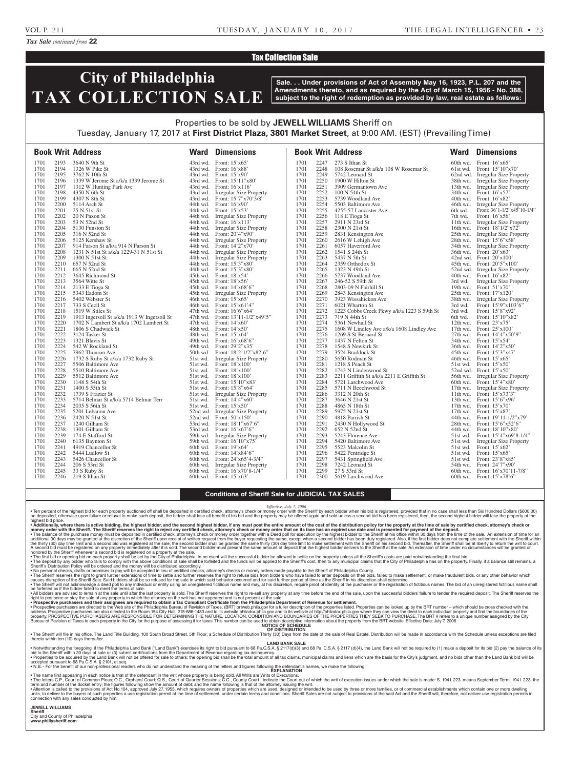*Tax Sale continued from 22*

## Tax Collection Sale

# City of Philadelphia TAX COLLECTION SALE

**Sale. . . Under provisions of Act of Assembly May 16, 1923, P.L. 207 and the Amendments thereto, and as required by the Act of March 15, 1956 - No. 388, subject to the right of redemption as provided by law, real estate as follows:**

Properties to be sold by **JEWELL WILLIAMS** Sheriff on
Tuesday, January 17, 2017 at **First District Plaza, 3801 Market Street**, at 9:00 AM. (EST) (Prevailing Time)

| Book | Writ | Address | Ward | Dimensions |
|---|---|---|---|---|
| 1701 | 2193 | 3640 N 9th St | 43rd wd. | Front: 15'x65' |
| 1701 | 2194 | 1326 W Pike St | 43rd wd. | Front: 16'x88' |
| 1701 | 2195 | 3762 N 10th St | 43rd wd. | Front: 15'x90' |
| 1701 | 2196 | 1339 W Jerome St a/k/a 1339 Jerome St | 43rd wd. | Front: 15'11"x80' |
| 1701 | 2197 | 1312 W Hunting Park Ave | 43rd wd. | Front: 16'x116' |
| 1701 | 2198 | 4350 N 6th St | 43rd wd. | Irregular Size Property |
| 1701 | 2199 | 4307 N 8th St | 43rd wd. | Front: 15'7"x70'3/8" |
| 1701 | 2200 | 5114 Arch St | 44th wd. | Front: 16'x90' |
| 1701 | 2201 | 25 N 51st St | 44th wd. | Front: 15'x53' |
| 1701 | 2202 | 20 N Paxon St | 44th wd. | Irregular Size Property |
| 1701 | 2203 | 53 N 52nd St | 44th wd. | Front: 16'x113' |
| 1701 | 2204 | 5130 Funston St | 44th wd. | Irregular Size Property |
| 1701 | 2205 | 316 N 52nd St | 44th wd. | Front: 20'4"x90' |
| 1701 | 2206 | 5125 Kershaw St | 44th wd. | Irregular Size Property |
| 1701 | 2207 | 914 Farson St a/k/a 914 N Farson St | 44th wd. | Front: 14'2"x70' |
| 1701 | 2208 | 1231 N 51st St a/k/a 1229-31 N 51st St | 44th wd. | Irregular Size Property |
| 1701 | 2209 | 1300 N 51st St | 44th wd. | Irregular Size Property |
| 1701 | 2210 | 657 N 52nd St | 44th wd. | Front: 15'3"x80' |
| 1701 | 2211 | 665 N 52nd St | 44th wd. | Front: 15'3"x80' |
| 1701 | 2212 | 3645 Richmond St | 45th wd. | Front: 18'x54' |
| 1701 | 2213 | 3564 Witte St | 45th wd. | Front: 18'x56' |
| 1701 | 2214 | 2133 E Tioga St | 45th wd. | Front: 14'x68'6" |
| 1701 | 2215 | 5343 Eadom St | 45th wd. | Irregular Size Property |
| 1701 | 2216 | 5402 Webster St | 46th wd. | Front: 15'x65' |
| 1701 | 2217 | 733 S Cecil St | 46th wd. | Front: 15'x61'4" |
| 1701 | 2218 | 1519 W Stiles St | 47th wd. | Front: 16'6"x64' |
| 1701 | 2219 | 1913 Ingersoll St a/k/a 1913 W Ingersoll St | 47th wd. | Front: 13'11-1/2"x49'5" |
| 1701 | 2220 | 1702 N Lambert St a/k/a 1702 Lambert St | 47th wd. | Front: 14'x60' |
| 1701 | 2221 | 1806 S Chadwick St | 48th wd. | Front: 14'x50' |
| 1701 | 2222 | 3124 Tasker St | 48th wd. | Front: 15'x64' |
| 1701 | 2223 | 1321 Blavis St | 49th wd. | Front: 16'x68'6" |
| 1701 | 2224 | 542 W Rockland St | 49th wd. | Front: 29'2"x35' |
| 1701 | 2225 | 7962 Thouron Ave | 50th wd. | Front: 18'2-1/2"x82'6" |
| 1701 | 2226 | 1732 S Ruby St a/k/a 1732 Ruby St | 51st wd. | Irregular Size Property |
| 1701 | 2227 | 5506 Baltimore Ave | 51st wd. | Front: 18'x100' |
| 1701 | 2228 | 5510 Baltimore Ave | 51st wd. | Front: 18'x100' |
| 1701 | 2229 | 5512 Baltimore Ave | 51st wd. | Front: 18'x100' |
| 1701 | 2230 | 1148 S 54th St | 51st wd. | Front: 15'10"x83' |
| 1701 | 2231 | 1400 S 55th St | 51st wd. | Front: 15'8"x64' |
| 1701 | 2232 | 1739 S Frazier St | 51st wd. | Irregular Size Property |
| 1701 | 2233 | 5714 Belmar St a/k/a 5714 Belmar Terr | 51st wd. | Front: 14'4"x60' |
| 1701 | 2234 | 2035 S 56th St | 51st wd. | Front: 15'x50' |
| 1701 | 2235 | 5201 Lebanon Ave | 52nd wd. | Irregular Size Property |
| 1701 | 2236 | 2420 N 51st St | 52nd wd. | Front: 50'x150' |
| 1701 | 2237 | 1240 Gilham St | 53rd wd. | Front: 18'1"x67'6" |
| 1701 | 2238 | 1301 Gilham St | 53rd wd. | Front: 16'x67'6" |
| 1701 | 2239 | 174 E Stafford St | 59th wd. | Irregular Size Property |
| 1701 | 2240 | 6135 Baynton St | 59th wd. | Front: 16'10"x75' |
| 1701 | 2241 | 4919 Chancellor St | 60th wd. | Front: 19'x64' |
| 1701 | 2242 | 5444 Ludlow St | 60th wd. | Front: 14'x84'6" |
| 1701 | 2243 | 5426 Chancellor St | 60th wd. | Front: 24'x65'4-3/4" |
| 1701 | 2244 | 206 S 53rd St | 60th wd. | Irregular Size Property |
| 1701 | 2245 | 33 S Ruby St | 60th wd. | Front: 16'x70'8-1/4" |
| 1701 | 2246 | 219 S Ithan St | 60th wd. | Front: 15'x63' |
| 1701 | 2247 | 273 S Ithan St | 60th wd. | Front: 16'x65' |
| 1701 | 2248 | 108 Rosemar St a/k/a 108 W Rosemar St | 61st wd. | Front: 15'10"x70' |
| 1701 | 2249 | 5742 Leonard St | 62nd wd. | Irregular Size Property |
| 1701 | 2250 | 1900 W Hilton St | 38th wd. | Irregular Size Property |
| 1701 | 2251 | 3909 Germantown Ave | 13th wd. | Irregular Size Property |
| 1701 | 2252 | 100 N 54th St | 34th wd. | Front: 16'x57' |
| 1701 | 2253 | 5739 Woodland Ave | 40th wd. | Front: 16'x82' |
| 1701 | 2254 | 5503 Baltimore Ave | 46th wd. | Irregular Size Property |
| 1701 | 2255 | 4255-57 Lancaster Ave | 6th wd. | Front: 36'1-1/2"x45'10-1/4" |
| 1701 | 2256 | 118 E Tioga St | 7th wd. | Front: 16'x56' |
| 1701 | 2257 | 2911 N 23rd St | 11th wd. | Irregular Size Property |
| 1701 | 2258 | 2300 N 21st St | 16th wd. | Front: 18'1/2"x72' |
| 1701 | 2259 | 2831 Kensington Ave | 25th wd. | Irregular Size Property |
| 1701 | 2260 | 2616 W Lehigh Ave | 28th wd. | Front: 15'6"x58' |
| 1701 | 2261 | 6057 Haverford Ave | 34th wd. | Irregular Size Property |
| 1701 | 2262 | 1541 S 24th St | 36th wd. | Front: 20'x63' |
| 1701 | 2263 | 5437 N 5th St | 42nd wd. | Front: 20'x100' |
| 1701 | 2264 | 2359 Orthodox St | 45th wd. | Front: 20'5"x100' |
| 1701 | 2265 | 1323 N 49th St | 52nd wd. | Irregular Size Property |
| 1701 | 2266 | 5737 Woodland Ave | 40th wd. | Front: 16'x82' |
| 1701 | 2267 | 246-52 S 59th St | 3rd wd. | Irregular Size Property |
| 1701 | 2268 | 2803-09 N Fairhill St | 19th wd. | Front: 51'x70' |
| 1701 | 2269 | 2843 Kensington Ave | 25th wd. | Front: 17'x120' |
| 1701 | 2270 | 3923 Wissahickon Ave | 38th wd. | Irregular Size Property |
| 1701 | 2271 | 6021 Wharton St | 3rd wd. | Front: 15'9"x103'6" |
| 1701 | 2272 | 1223 Cobbs Creek Pkwy a/k/a 1223 S 59th St | 3rd wd. | Front: 15'8"x92' |
| 1701 | 2273 | 719 N 44th St | 6th wd. | Front: 15'10"x82' |
| 1701 | 2274 | 5361 Newhall St | 12th wd. | Front: 23'x75' |
| 1701 | 2275 | 1608 W Lindley Ave a/k/a 1608 Lindley Ave | 17th wd. | Front: 25'x100' |
| 1701 | 2276 | 1269 S St Bernard St | 27th wd. | Front: 14'4"x50'9" |
| 1701 | 2277 | 1437 N Felton St | 34th wd. | Front: 15'x54' |
| 1701 | 2278 | 1548 S Newkirk St | 36th wd. | Front: 14'2"x50' |
| 1701 | 2279 | 3524 Braddock St | 45th wd. | Front: 15'3"x47' |
| 1701 | 2280 | 5650 Rodman St | 46th wd. | Front: 15'x65' |
| 1701 | 2281 | 1218 S Peach St | 51st wd. | Front: 15'x50' |
| 1701 | 2282 | 1743 N Lindenwood St | 52nd wd. | Front: 15'x50' |
| 1701 | 2283 | 2211 Griffith St a/k/a 2211 E Griffith St | 56th wd. | Irregular Size Property |
| 1701 | 2284 | 5721 Larchwood Ave | 60th wd. | Front: 15'4"x80' |
| 1701 | 2285 | 5711 N Beechwood St | 17th wd. | Irregular Size Property |
| 1701 | 2286 | 3312 N 20th St | 11th wd. | Front: 15'x73'3" |
| 1701 | 2287 | 3646 N 21st St | 13th wd. | Front: 15'6"x96' |
| 1701 | 2288 | 4865 N 18th St | 17th wd. | Front: 15'x70' |
| 1701 | 2289 | 5975 N 21st St | 17th wd. | Front: 15'x87' |
| 1701 | 2290 | 4818 Parrish St | 44th wd. | Front: 19'11-1/2"x79' |
| 1701 | 2291 | 2430 N Hollywood St | 28th wd. | Front: 15'6"x52'6" |
| 1701 | 2292 | 652 N 52nd St | 44th wd. | Front: 18'10"x80' |
| 1701 | 2293 | 5243 Florence Ave | 51st wd. | Front: 15'4"x69'8-1/4" |
| 1701 | 2294 | 5420 Baltimore Ave | 51st wd. | Irregular Size Property |
| 1701 | 2295 | 5523 Malcolm St | 51st wd. | Front: 15'x62' |
| 1701 | 2296 | 5422 Pentridge St | 51st wd. | Front: 15'x65' |
| 1701 | 2297 | 5431 Springfield Ave | 51st wd. | Front: 23'8"x85' |
| 1701 | 2298 | 7242 Leonard St | 54th wd. | Front: 24'7"x90' |
| 1701 | 2299 | 27 S 53rd St | 60th wd. | Front: 16'x70'11-7/8" |
| 1701 | 2300 | 5619 Larchwood Ave | 60th wd. | Front: 15'x78'6" |

### Conditions of Sheriff Sale for JUDICIAL TAX SALES

*Effective: July 7, 2006*

• Ten percent of the highest bid for each property auctioned off shall be deposited in certified check, attorney's check or money order with the Sheriff by each bidder when his bid is registered, provided that in no case shall less than Six Hundred Dollars ($600.00) be deposited, otherwise upon failure or refusal to make such deposit, the bidder shall lose all benefit of his bid and the property may be offered again and sold unless a second bid has been registered, then, the second highest bidder will take the property at the highest bid price.

• **Additionally, where there is active bidding, the highest bidder, and the second highest bidder, if any must post the entire amount of the cost of the distribution policy for the property at the time of sale by certified check, attorney's check or money order with the Sheriff. The Sheriff reserves the right to reject any certified check, attorney's check or money order that on its face has an expired use date and is presented for payment of the deposit.**

• The balance of the purchase money must be deposited in certified check, attorney's check or money order together with a Deed poll for execution by the highest bidder to the Sheriff at his office within 30 days from the time of the sale. An extension of time for an additional 30 days may be granted at the discretion of the Sheriff upon receipt of written request from the buyer requesting the same, except when a second bidder has been duly registered. Also, if the first bidder does not complete settlement with the Sheriff within the thirty (30) day time limit and a second bid was registered at the sale, the second bidder shall be granted the same thirty (30) day time limit to make settlement with the Sheriff on his second bid. Thereafter, the Sheriff shall be at liberty to return the writ to court. A second bid must be registered on any property immediately after it is sold. The second bidder must present the same amount of deposit that the highest bidder delivers to the Sheriff at the sale. An extension of time under no circumstances will be granted or honored by the Sheriff whenever a second bid is registered on a property at the sale.

• The first bid or opening bid on each property shall be set by the City of Philadelphia. In no event will the successful bidder be allowed to settle on the property unless all the Sheriff's costs are paid notwithstanding the final bid.

• The deposit by any bidder who fails to comply with the above conditions of sale shall be forfeited and the funds will be applied to the Sheriff's cost, then to any municipal claims that the City of Philadelphia has on the property. Finally, if a balance still remains, a Sheriff's Distribution Policy will be ordered and the money will be distributed accordingly.

• No personal checks, drafts or promises to pay will be accepted in lieu of certified checks, attorney's checks or money orders made payable to the Sheriff of Philadelphia County.

• The Sheriff reserves the right to grant further extensions of time to settle and further reserves the right to refuse bids from bidders who have failed to enter deposits on their bids, failed to make settlement, or make fraudulent bids, or any other behavior which causes disruption of the Sheriff Sale. Said bidders shall be so refused for the sale in which said behavior occurred and for said further period of time as the Sheriff in his discretion shall determine.

• The Sheriff will not acknowledge a deed poll to any individual or entity using an unregistered fictitious name and may, at his discretion, require proof of identity of the purchaser or the registration of fictitious names. The bid of an unregistered fictitious name shall be forfeited as if the bidder failed to meet the terms of sale.

• All bidders are advised to remain at the sale until after the last property is sold. The Sheriff reserves the right to re-sell any property at any time before the end of the sale, upon the successful bidders' failure to tender the required deposit. The Sheriff reserves the right to postpone or stay the sale of any property in which the attorney on the writ has not appeared and is not present at the sale.

• **Prospective purchasers and their assignees are required to obtain a Tax Compliant Certificate from the Philadelphia Department of Revenue for settlement.**

• Prospective purchasers are directed to the Web site of the Philadelphia Bureau of Revision of Taxes, (BRT) brtweb.phila.gov for a fuller description of the properties listed. Properties can be looked up by the BRT number – which should be cross checked with the address. Prospective purchasers are also directed to the Room 154 City Hall, 215-686-1483 and to its website philadox.phila.gov and to its website at http://philadox.phila.gov where they can view the deed to each individual property and find the boundaries of the property. PROSPECTIVE PURCHASERS ARE RESPONSIBLE FOR DETERMINING THE NATURE, LOCATION, CONDITION AND BOUNDARIES OF THE PROPERTIES THEY SEEK TO PURCHASE. The BRT # refers to a unique number assigned by the City Bureau of Revision of Taxes to each property in the City for the purpose of assessing it for taxes. This number can be used to obtain descriptive information about the property from the BRT website. Effective Date: July 7, 2006

**NOTICE OF SCHEDULE OF DISTRIBUTION**

• The Sheriff will file in his office, The Land Title Building, 100 South Broad Street, 5th Floor, a Schedule of Distribution Thirty (30) Days from the date of the sale of Real Estate. Distribution will be made in accordance with the Schedule unless exceptions are filed thereto within ten (10) days thereafter.

**LAND BANK SALE**

• Notwithstanding the foregoing, if the Philadelphia Land Bank ("Land Bank") exercises its right to bid pursuant to 68 Pa.C.S.A. § 2117(d)(3) and 68 Pa. C.S.A. § 2117 (d)(4), the Land Bank will not be required to (1) make a deposit for its bid (2) pay the balance of its bid to the Sheriff within 30 days of sale or (3) submit certifications from the Department of Revenue regarding tax delinquency.

• Properties to be acquired by the Land Bank will not be offered for sale to others; the opening bid shall be the total amount of all tax claims, municipal claims and liens which are the basis for the City's judgment, and no bids other than the Land Bank bid will be accepted pursuant to 68 Pa.C.S.A. § 2101, et seq.

• N.B. - For the benefit of our non-professional readers who do not understand the meaning of the letters and figures following the defendant's names, we make the following.

**EXPLANATION**

• The name first appearing in each notice is that of the defendant in the writ whose property is being sold. All Writs are Writs of Executions.

• The letters C.P., Court of Common Pleas; O.C., Orphans' Court; Q.S., Court of Quarter Sessions; C.C., County Court - indicate the Court out of which the writ of execution issues under which the sale is made: S. 1941. 223. means September Term, 1941. 223, the term and number of the docket entry; the figures following show the amount of debt; and the name following is that of the attorney issuing the writ.

• Attention is called to the provisions of Act No.104, approved July 27, 1955, which requires owners of properties which are used, designed or intended to be used by three or more families, or of commercial establishments which contain one or more dwelling units, to deliver to the buyers of such properties a use registration permit at the time of settlement, under certain terms and conditions. Sheriff Sales are not subject to provisions of the said Act and the Sheriff will, therefore, not deliver use registration permits in connection with any sales conducted by him.

**JEWELL WILLIAMS**
**Sheriff**
City and County of Philadelphia
**www.phillysheriff.com**